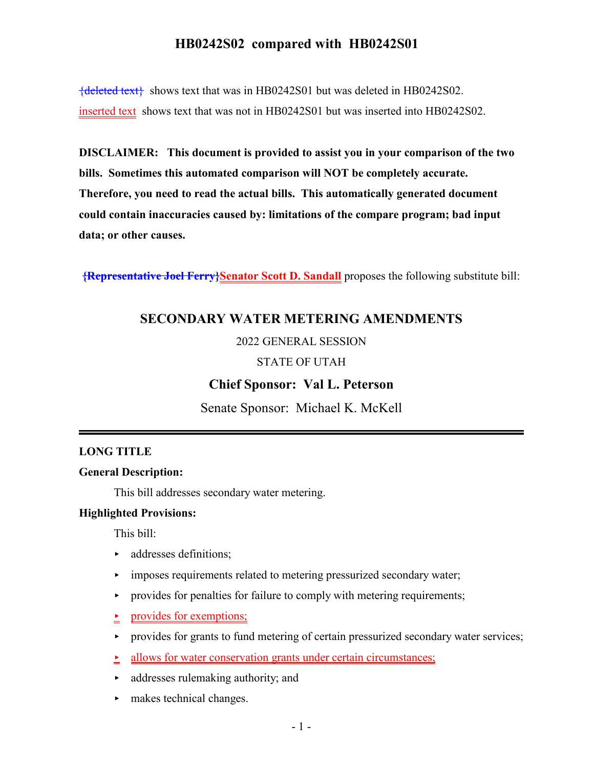# HB0242S02 compared with HB0242S01

~~{deleted text}~~ shows text that was in HB0242S01 but was deleted in HB0242S02.

inserted text shows text that was not in HB0242S01 but was inserted into HB0242S02.

**DISCLAIMER: This document is provided to assist you in your comparison of the two bills. Sometimes this automated comparison will NOT be completely accurate. Therefore, you need to read the actual bills. This automatically generated document could contain inaccuracies caused by: limitations of the compare program; bad input data; or other causes.**

**~~{Representative Joel Ferry}~~Senator Scott D. Sandall** proposes the following substitute bill:

## SECONDARY WATER METERING AMENDMENTS

2022 GENERAL SESSION

STATE OF UTAH

**Chief Sponsor: Val L. Peterson**

Senate Sponsor: Michael K. McKell

### LONG TITLE

**General Description:**

This bill addresses secondary water metering.

**Highlighted Provisions:**

This bill:

- addresses definitions;
- imposes requirements related to metering pressurized secondary water;
- provides for penalties for failure to comply with metering requirements;
- provides for exemptions;
- provides for grants to fund metering of certain pressurized secondary water services;
- allows for water conservation grants under certain circumstances;
- addresses rulemaking authority; and
- makes technical changes.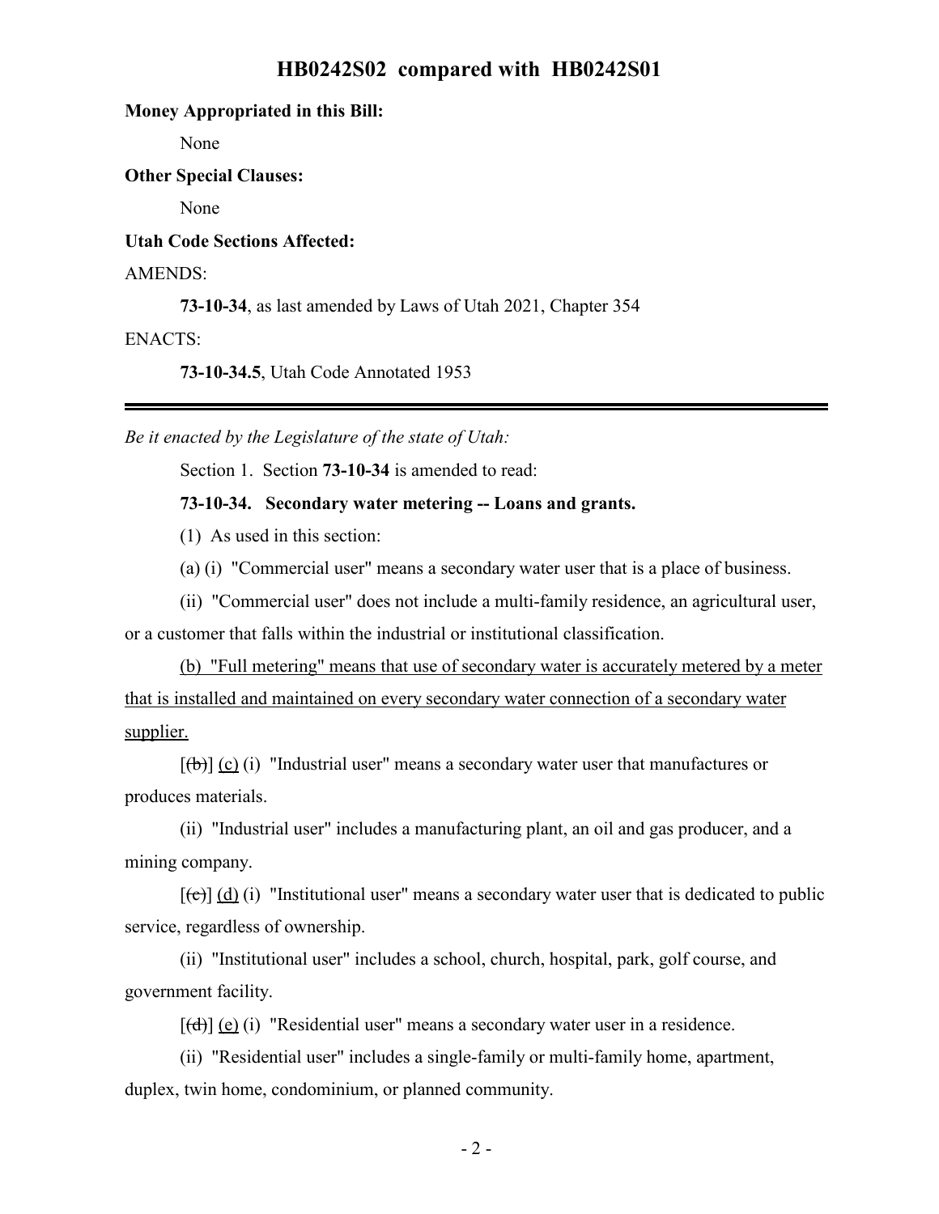**Money Appropriated in this Bill:**

None

**Other Special Clauses:**

None

**Utah Code Sections Affected:**

AMENDS:

**73-10-34**, as last amended by Laws of Utah 2021, Chapter 354

ENACTS:

**73-10-34.5**, Utah Code Annotated 1953

---

*Be it enacted by the Legislature of the state of Utah:*

Section 1. Section **73-10-34** is amended to read:

**73-10-34. Secondary water metering -- Loans and grants.**

(1) As used in this section:

(a) (i) "Commercial user" means a secondary water user that is a place of business.

(ii) "Commercial user" does not include a multi-family residence, an agricultural user, or a customer that falls within the industrial or institutional classification.

<u>(b) "Full metering" means that use of secondary water is accurately metered by a meter that is installed and maintained on every secondary water connection of a secondary water supplier.</u>

[~~(b)~~] <u>(c)</u> (i) "Industrial user" means a secondary water user that manufactures or produces materials.

(ii) "Industrial user" includes a manufacturing plant, an oil and gas producer, and a mining company.

[~~(c)~~] <u>(d)</u> (i) "Institutional user" means a secondary water user that is dedicated to public service, regardless of ownership.

(ii) "Institutional user" includes a school, church, hospital, park, golf course, and government facility.

[~~(d)~~] <u>(e)</u> (i) "Residential user" means a secondary water user in a residence.

(ii) "Residential user" includes a single-family or multi-family home, apartment, duplex, twin home, condominium, or planned community.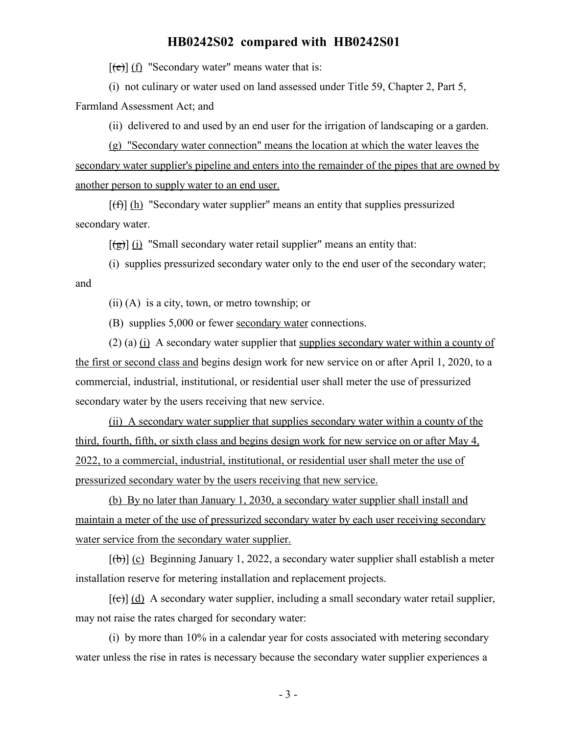[(e)] (f) "Secondary water" means water that is:

(i) not culinary or water used on land assessed under Title 59, Chapter 2, Part 5, Farmland Assessment Act; and

(ii) delivered to and used by an end user for the irrigation of landscaping or a garden.

(g) "Secondary water connection" means the location at which the water leaves the secondary water supplier's pipeline and enters into the remainder of the pipes that are owned by another person to supply water to an end user.

[(f)] (h) "Secondary water supplier" means an entity that supplies pressurized secondary water.

[(g)] (i) "Small secondary water retail supplier" means an entity that:

(i) supplies pressurized secondary water only to the end user of the secondary water; and

(ii) (A) is a city, town, or metro township; or

(B) supplies 5,000 or fewer secondary water connections.

(2) (a) (i) A secondary water supplier that supplies secondary water within a county of the first or second class and begins design work for new service on or after April 1, 2020, to a commercial, industrial, institutional, or residential user shall meter the use of pressurized secondary water by the users receiving that new service.

(ii) A secondary water supplier that supplies secondary water within a county of the third, fourth, fifth, or sixth class and begins design work for new service on or after May 4, 2022, to a commercial, industrial, institutional, or residential user shall meter the use of pressurized secondary water by the users receiving that new service.

(b) By no later than January 1, 2030, a secondary water supplier shall install and maintain a meter of the use of pressurized secondary water by each user receiving secondary water service from the secondary water supplier.

[(b)] (c) Beginning January 1, 2022, a secondary water supplier shall establish a meter installation reserve for metering installation and replacement projects.

[(c)] (d) A secondary water supplier, including a small secondary water retail supplier, may not raise the rates charged for secondary water:

(i) by more than 10% in a calendar year for costs associated with metering secondary water unless the rise in rates is necessary because the secondary water supplier experiences a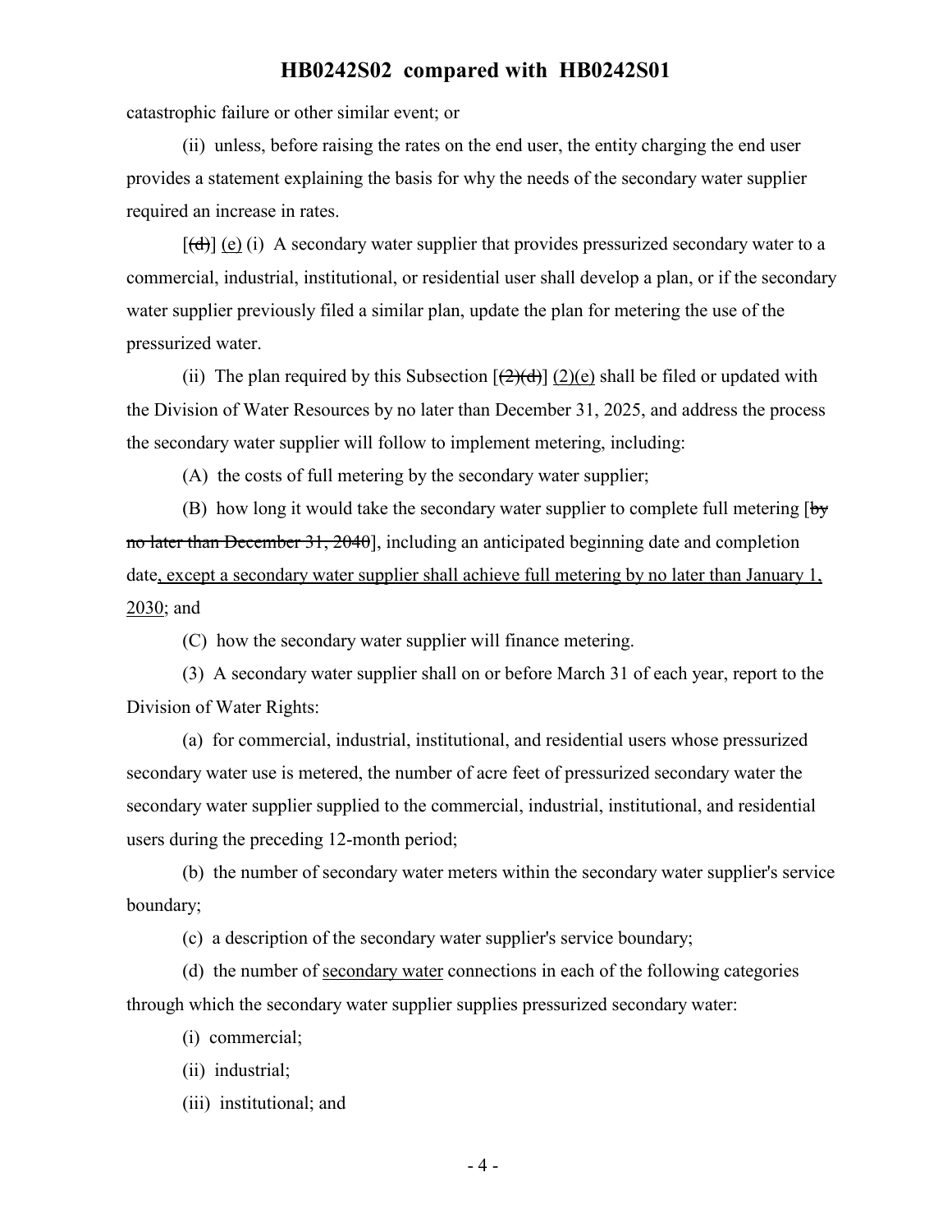catastrophic failure or other similar event; or

(ii) unless, before raising the rates on the end user, the entity charging the end user provides a statement explaining the basis for why the needs of the secondary water supplier required an increase in rates.

[~~(d)~~] (e) (i) A secondary water supplier that provides pressurized secondary water to a commercial, industrial, institutional, or residential user shall develop a plan, or if the secondary water supplier previously filed a similar plan, update the plan for metering the use of the pressurized water.

(ii) The plan required by this Subsection [~~(2)(d)~~] (2)(e) shall be filed or updated with the Division of Water Resources by no later than December 31, 2025, and address the process the secondary water supplier will follow to implement metering, including:

(A) the costs of full metering by the secondary water supplier;

(B) how long it would take the secondary water supplier to complete full metering [~~by no later than December 31, 2040~~], including an anticipated beginning date and completion date, except a secondary water supplier shall achieve full metering by no later than January 1, 2030; and

(C) how the secondary water supplier will finance metering.

(3) A secondary water supplier shall on or before March 31 of each year, report to the Division of Water Rights:

(a) for commercial, industrial, institutional, and residential users whose pressurized secondary water use is metered, the number of acre feet of pressurized secondary water the secondary water supplier supplied to the commercial, industrial, institutional, and residential users during the preceding 12-month period;

(b) the number of secondary water meters within the secondary water supplier's service boundary;

(c) a description of the secondary water supplier's service boundary;

(d) the number of secondary water connections in each of the following categories through which the secondary water supplier supplies pressurized secondary water:

(i) commercial;

(ii) industrial;

(iii) institutional; and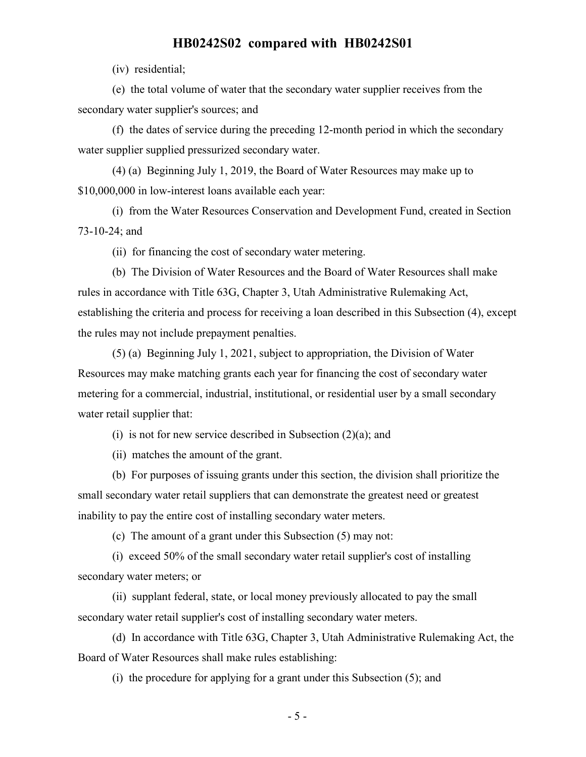(iv) residential;

(e) the total volume of water that the secondary water supplier receives from the secondary water supplier's sources; and

(f) the dates of service during the preceding 12-month period in which the secondary water supplier supplied pressurized secondary water.

(4) (a) Beginning July 1, 2019, the Board of Water Resources may make up to $10,000,000 in low-interest loans available each year:

(i) from the Water Resources Conservation and Development Fund, created in Section 73-10-24; and

(ii) for financing the cost of secondary water metering.

(b) The Division of Water Resources and the Board of Water Resources shall make rules in accordance with Title 63G, Chapter 3, Utah Administrative Rulemaking Act, establishing the criteria and process for receiving a loan described in this Subsection (4), except the rules may not include prepayment penalties.

(5) (a) Beginning July 1, 2021, subject to appropriation, the Division of Water Resources may make matching grants each year for financing the cost of secondary water metering for a commercial, industrial, institutional, or residential user by a small secondary water retail supplier that:

(i) is not for new service described in Subsection (2)(a); and

(ii) matches the amount of the grant.

(b) For purposes of issuing grants under this section, the division shall prioritize the small secondary water retail suppliers that can demonstrate the greatest need or greatest inability to pay the entire cost of installing secondary water meters.

(c) The amount of a grant under this Subsection (5) may not:

(i) exceed 50% of the small secondary water retail supplier's cost of installing secondary water meters; or

(ii) supplant federal, state, or local money previously allocated to pay the small secondary water retail supplier's cost of installing secondary water meters.

(d) In accordance with Title 63G, Chapter 3, Utah Administrative Rulemaking Act, the Board of Water Resources shall make rules establishing:

(i) the procedure for applying for a grant under this Subsection (5); and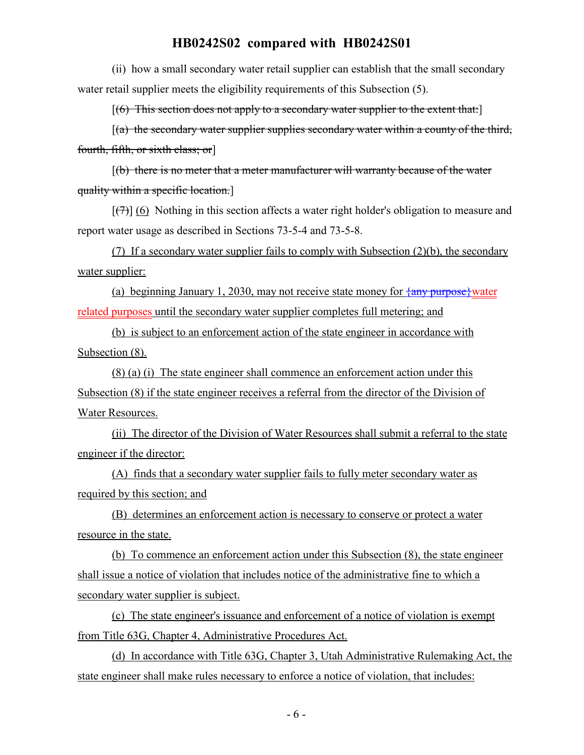(ii) how a small secondary water retail supplier can establish that the small secondary water retail supplier meets the eligibility requirements of this Subsection (5).

[~~(6) This section does not apply to a secondary water supplier to the extent that:~~]

[~~(a) the secondary water supplier supplies secondary water within a county of the third, fourth, fifth, or sixth class; or~~]

[~~(b) there is no meter that a meter manufacturer will warranty because of the water quality within a specific location.~~]

[~~(7)~~] <u>(6)</u> Nothing in this section affects a water right holder's obligation to measure and report water usage as described in Sections 73-5-4 and 73-5-8.

<u>(7) If a secondary water supplier fails to comply with Subsection (2)(b), the secondary water supplier:</u>

<u>(a) beginning January 1, 2030, may not receive state money for</u> ~~{any purpose}~~<u>water related purposes</u> <u>until the secondary water supplier completes full metering; and</u>

<u>(b) is subject to an enforcement action of the state engineer in accordance with Subsection (8).</u>

<u>(8) (a) (i) The state engineer shall commence an enforcement action under this Subsection (8) if the state engineer receives a referral from the director of the Division of Water Resources.</u>

<u>(ii) The director of the Division of Water Resources shall submit a referral to the state engineer if the director:</u>

<u>(A) finds that a secondary water supplier fails to fully meter secondary water as required by this section; and</u>

<u>(B) determines an enforcement action is necessary to conserve or protect a water resource in the state.</u>

<u>(b) To commence an enforcement action under this Subsection (8), the state engineer shall issue a notice of violation that includes notice of the administrative fine to which a secondary water supplier is subject.</u>

<u>(c) The state engineer's issuance and enforcement of a notice of violation is exempt from Title 63G, Chapter 4, Administrative Procedures Act.</u>

<u>(d) In accordance with Title 63G, Chapter 3, Utah Administrative Rulemaking Act, the state engineer shall make rules necessary to enforce a notice of violation, that includes:</u>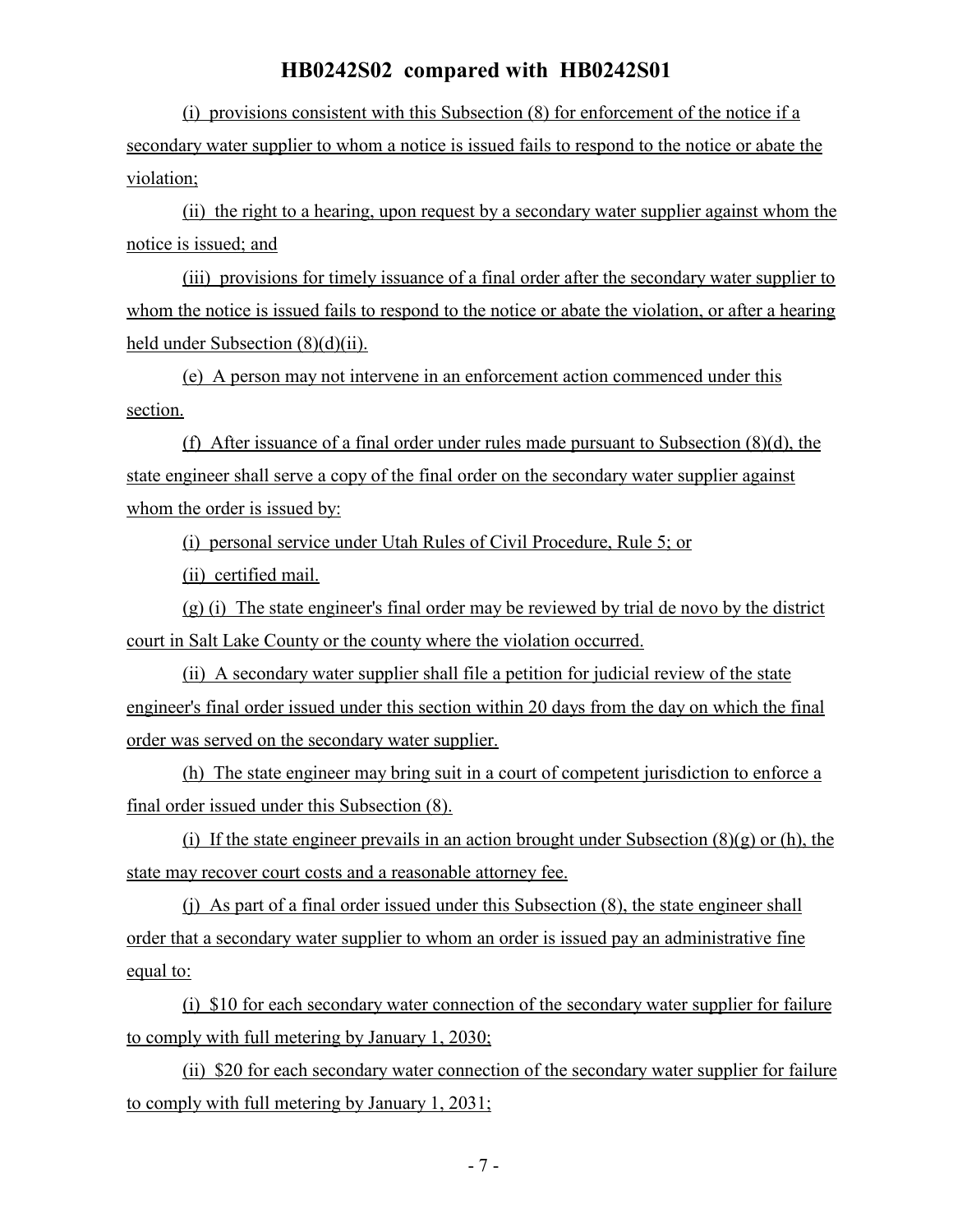(i) provisions consistent with this Subsection (8) for enforcement of the notice if a secondary water supplier to whom a notice is issued fails to respond to the notice or abate the violation;

(ii) the right to a hearing, upon request by a secondary water supplier against whom the notice is issued; and

(iii) provisions for timely issuance of a final order after the secondary water supplier to whom the notice is issued fails to respond to the notice or abate the violation, or after a hearing held under Subsection (8)(d)(ii).

(e) A person may not intervene in an enforcement action commenced under this section.

(f) After issuance of a final order under rules made pursuant to Subsection (8)(d), the state engineer shall serve a copy of the final order on the secondary water supplier against whom the order is issued by:

(i) personal service under Utah Rules of Civil Procedure, Rule 5; or

(ii) certified mail.

(g) (i) The state engineer's final order may be reviewed by trial de novo by the district court in Salt Lake County or the county where the violation occurred.

(ii) A secondary water supplier shall file a petition for judicial review of the state engineer's final order issued under this section within 20 days from the day on which the final order was served on the secondary water supplier.

(h) The state engineer may bring suit in a court of competent jurisdiction to enforce a final order issued under this Subsection (8).

(i) If the state engineer prevails in an action brought under Subsection (8)(g) or (h), the state may recover court costs and a reasonable attorney fee.

(j) As part of a final order issued under this Subsection (8), the state engineer shall order that a secondary water supplier to whom an order is issued pay an administrative fine equal to:

(i) $10 for each secondary water connection of the secondary water supplier for failure to comply with full metering by January 1, 2030;

(ii) $20 for each secondary water connection of the secondary water supplier for failure to comply with full metering by January 1, 2031;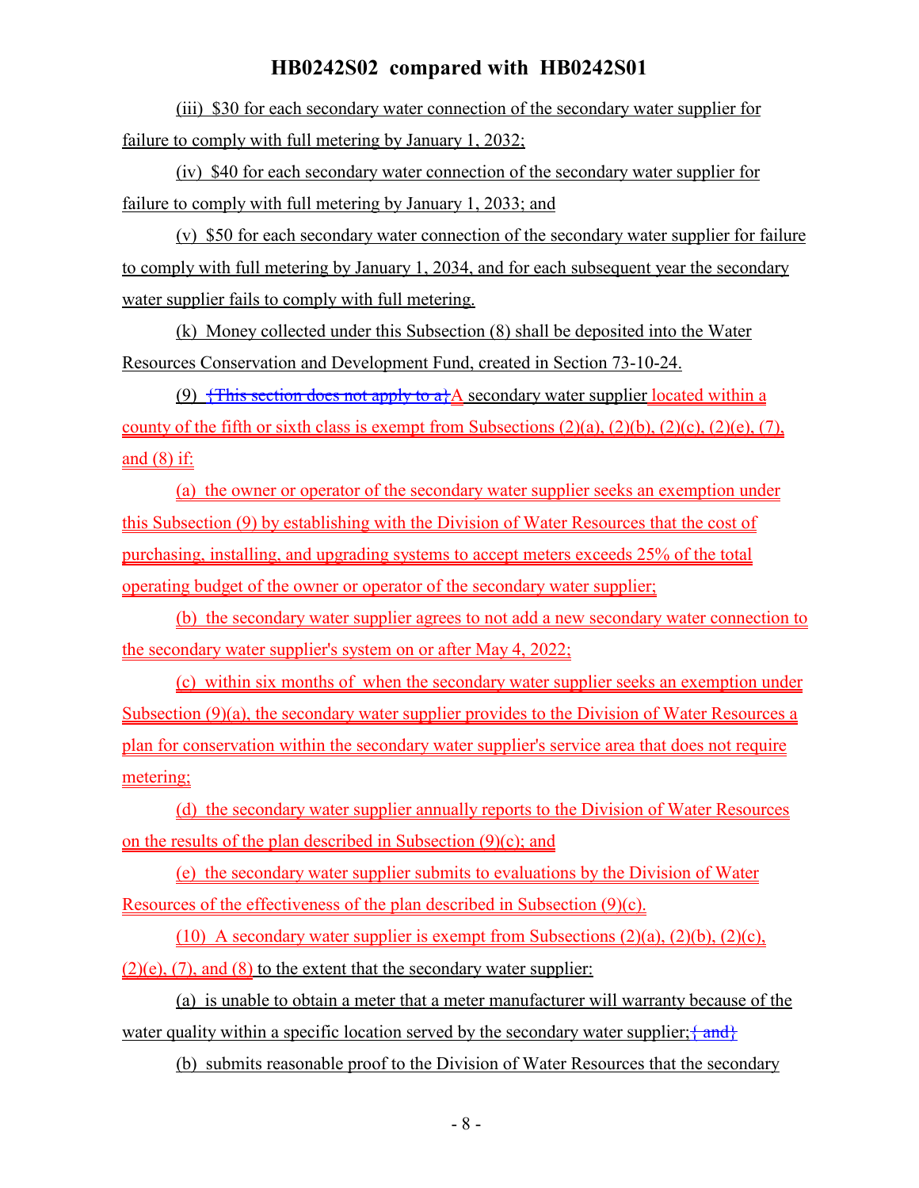(iii) $30 for each secondary water connection of the secondary water supplier for failure to comply with full metering by January 1, 2032;

(iv) $40 for each secondary water connection of the secondary water supplier for failure to comply with full metering by January 1, 2033; and

(v) $50 for each secondary water connection of the secondary water supplier for failure to comply with full metering by January 1, 2034, and for each subsequent year the secondary water supplier fails to comply with full metering.

(k) Money collected under this Subsection (8) shall be deposited into the Water Resources Conservation and Development Fund, created in Section 73-10-24.

(9) {This section does not apply to a}A secondary water supplier located within a county of the fifth or sixth class is exempt from Subsections (2)(a), (2)(b), (2)(c), (2)(e), (7), and (8) if:

(a) the owner or operator of the secondary water supplier seeks an exemption under this Subsection (9) by establishing with the Division of Water Resources that the cost of purchasing, installing, and upgrading systems to accept meters exceeds 25% of the total operating budget of the owner or operator of the secondary water supplier;

(b) the secondary water supplier agrees to not add a new secondary water connection to the secondary water supplier's system on or after May 4, 2022;

(c) within six months of when the secondary water supplier seeks an exemption under Subsection (9)(a), the secondary water supplier provides to the Division of Water Resources a plan for conservation within the secondary water supplier's service area that does not require metering;

(d) the secondary water supplier annually reports to the Division of Water Resources on the results of the plan described in Subsection (9)(c); and

(e) the secondary water supplier submits to evaluations by the Division of Water Resources of the effectiveness of the plan described in Subsection (9)(c).

(10) A secondary water supplier is exempt from Subsections (2)(a), (2)(b), (2)(c), (2)(e), (7), and (8) to the extent that the secondary water supplier:

(a) is unable to obtain a meter that a meter manufacturer will warranty because of the water quality within a specific location served by the secondary water supplier;{ and}

(b) submits reasonable proof to the Division of Water Resources that the secondary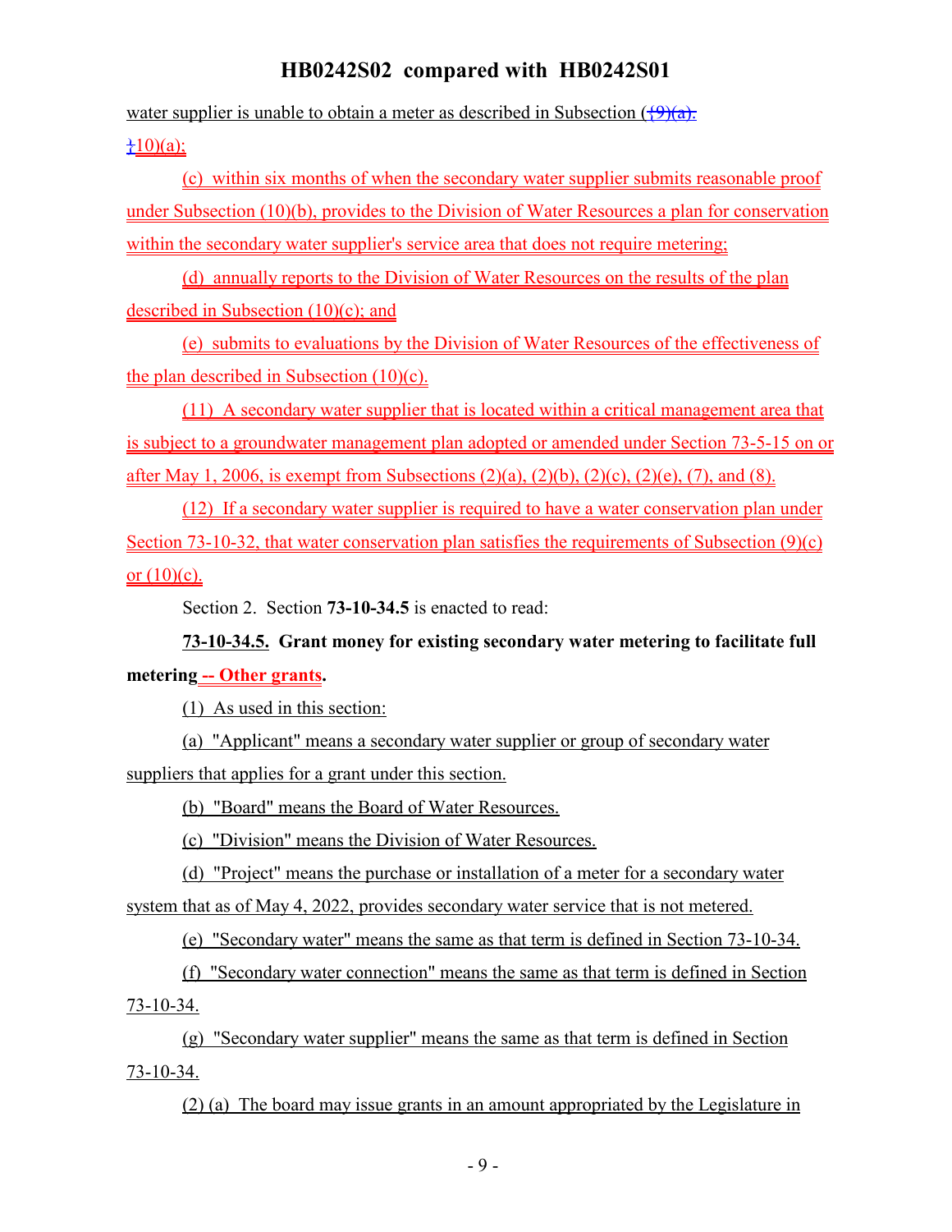water supplier is unable to obtain a meter as described in Subsection ({9)(a).}10)(a);

(c) within six months of when the secondary water supplier submits reasonable proof under Subsection (10)(b), provides to the Division of Water Resources a plan for conservation within the secondary water supplier's service area that does not require metering;

(d) annually reports to the Division of Water Resources on the results of the plan described in Subsection (10)(c); and

(e) submits to evaluations by the Division of Water Resources of the effectiveness of the plan described in Subsection (10)(c).

(11) A secondary water supplier that is located within a critical management area that is subject to a groundwater management plan adopted or amended under Section 73-5-15 on or after May 1, 2006, is exempt from Subsections (2)(a), (2)(b), (2)(c), (2)(e), (7), and (8).

(12) If a secondary water supplier is required to have a water conservation plan under Section 73-10-32, that water conservation plan satisfies the requirements of Subsection (9)(c) or (10)(c).

Section 2. Section **73-10-34.5** is enacted to read:

**73-10-34.5. Grant money for existing secondary water metering to facilitate full metering -- Other grants.**

(1) As used in this section:

(a) "Applicant" means a secondary water supplier or group of secondary water suppliers that applies for a grant under this section.

(b) "Board" means the Board of Water Resources.

(c) "Division" means the Division of Water Resources.

(d) "Project" means the purchase or installation of a meter for a secondary water system that as of May 4, 2022, provides secondary water service that is not metered.

(e) "Secondary water" means the same as that term is defined in Section 73-10-34.

(f) "Secondary water connection" means the same as that term is defined in Section 73-10-34.

(g) "Secondary water supplier" means the same as that term is defined in Section 73-10-34.

(2) (a) The board may issue grants in an amount appropriated by the Legislature in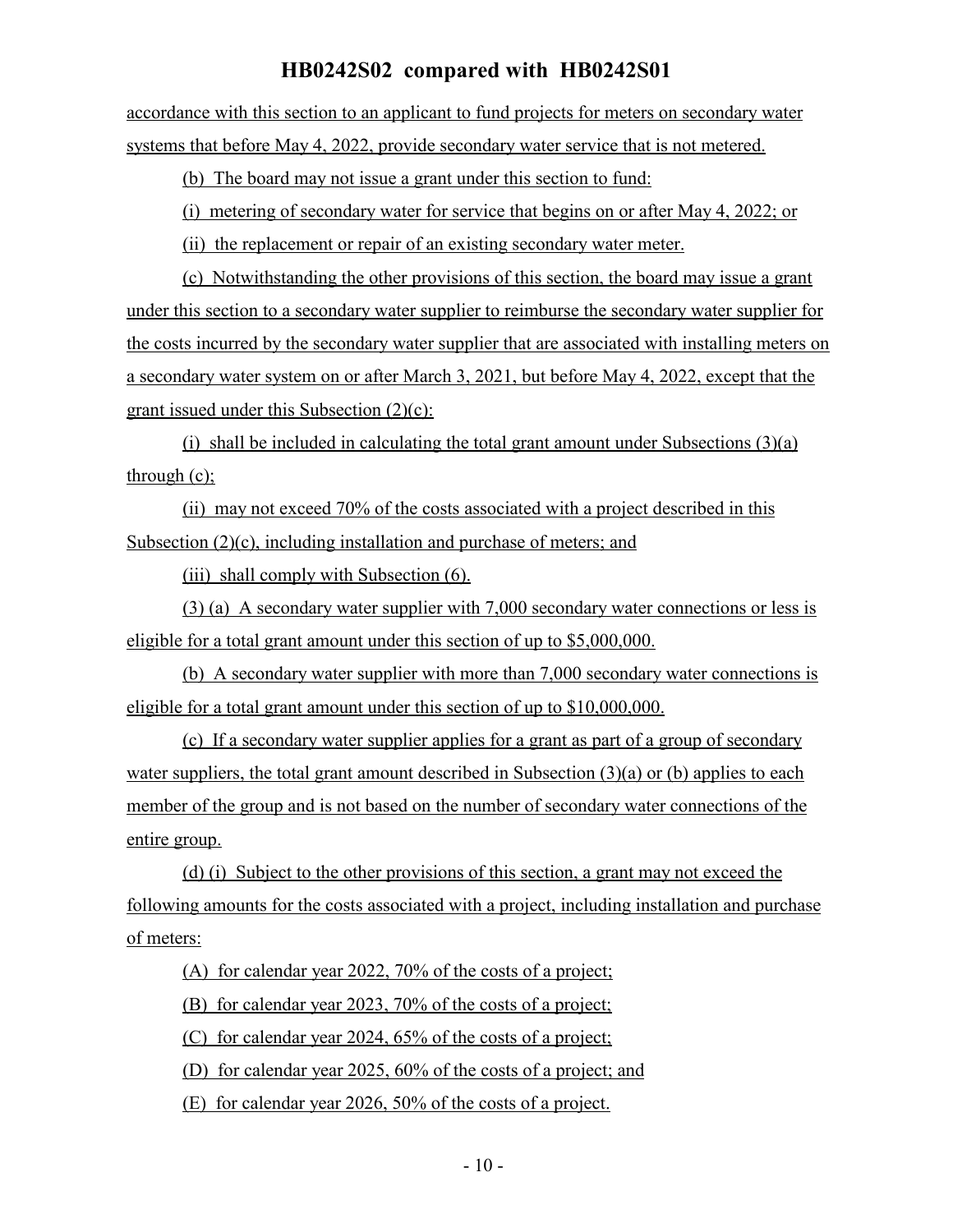accordance with this section to an applicant to fund projects for meters on secondary water systems that before May 4, 2022, provide secondary water service that is not metered.

(b) The board may not issue a grant under this section to fund:

(i) metering of secondary water for service that begins on or after May 4, 2022; or

(ii) the replacement or repair of an existing secondary water meter.

(c) Notwithstanding the other provisions of this section, the board may issue a grant under this section to a secondary water supplier to reimburse the secondary water supplier for the costs incurred by the secondary water supplier that are associated with installing meters on a secondary water system on or after March 3, 2021, but before May 4, 2022, except that the grant issued under this Subsection (2)(c):

(i) shall be included in calculating the total grant amount under Subsections (3)(a) through (c);

(ii) may not exceed 70% of the costs associated with a project described in this Subsection (2)(c), including installation and purchase of meters; and

(iii) shall comply with Subsection (6).

(3) (a) A secondary water supplier with 7,000 secondary water connections or less is eligible for a total grant amount under this section of up to $5,000,000.

(b) A secondary water supplier with more than 7,000 secondary water connections is eligible for a total grant amount under this section of up to $10,000,000.

(c) If a secondary water supplier applies for a grant as part of a group of secondary water suppliers, the total grant amount described in Subsection (3)(a) or (b) applies to each member of the group and is not based on the number of secondary water connections of the entire group.

(d) (i) Subject to the other provisions of this section, a grant may not exceed the following amounts for the costs associated with a project, including installation and purchase of meters:

(A) for calendar year 2022, 70% of the costs of a project;

(B) for calendar year 2023, 70% of the costs of a project;

(C) for calendar year 2024, 65% of the costs of a project;

(D) for calendar year 2025, 60% of the costs of a project; and

(E) for calendar year 2026, 50% of the costs of a project.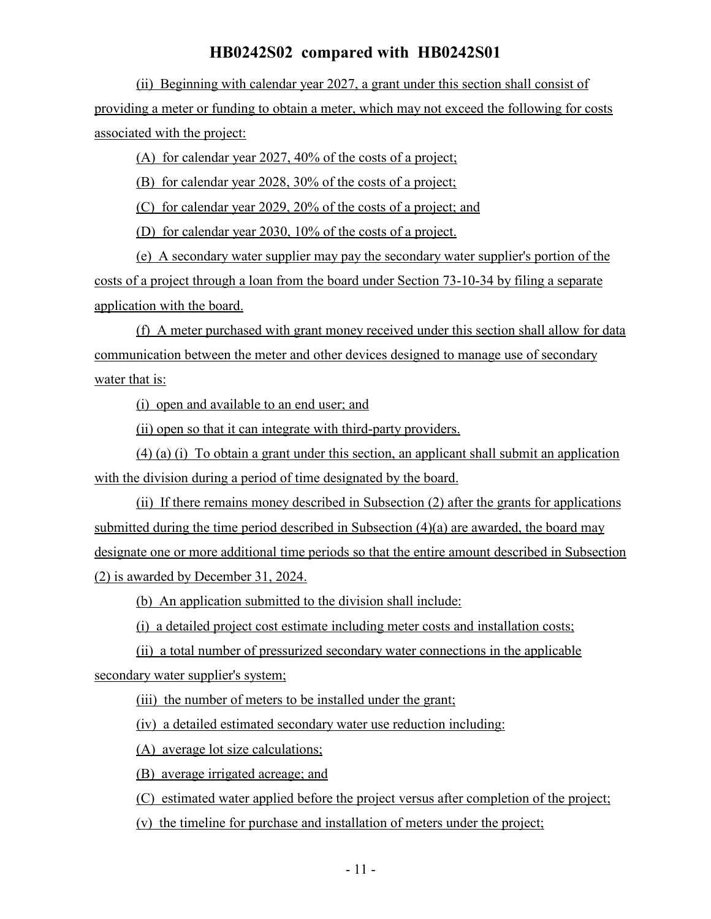(ii) Beginning with calendar year 2027, a grant under this section shall consist of providing a meter or funding to obtain a meter, which may not exceed the following for costs associated with the project:

(A) for calendar year 2027, 40% of the costs of a project;

(B) for calendar year 2028, 30% of the costs of a project;

(C) for calendar year 2029, 20% of the costs of a project; and

(D) for calendar year 2030, 10% of the costs of a project.

(e) A secondary water supplier may pay the secondary water supplier's portion of the costs of a project through a loan from the board under Section 73-10-34 by filing a separate application with the board.

(f) A meter purchased with grant money received under this section shall allow for data communication between the meter and other devices designed to manage use of secondary water that is:

(i) open and available to an end user; and

(ii) open so that it can integrate with third-party providers.

(4) (a) (i) To obtain a grant under this section, an applicant shall submit an application with the division during a period of time designated by the board.

(ii) If there remains money described in Subsection (2) after the grants for applications submitted during the time period described in Subsection (4)(a) are awarded, the board may designate one or more additional time periods so that the entire amount described in Subsection (2) is awarded by December 31, 2024.

(b) An application submitted to the division shall include:

(i) a detailed project cost estimate including meter costs and installation costs;

(ii) a total number of pressurized secondary water connections in the applicable secondary water supplier's system;

(iii) the number of meters to be installed under the grant;

(iv) a detailed estimated secondary water use reduction including:

(A) average lot size calculations;

(B) average irrigated acreage; and

(C) estimated water applied before the project versus after completion of the project;

(v) the timeline for purchase and installation of meters under the project;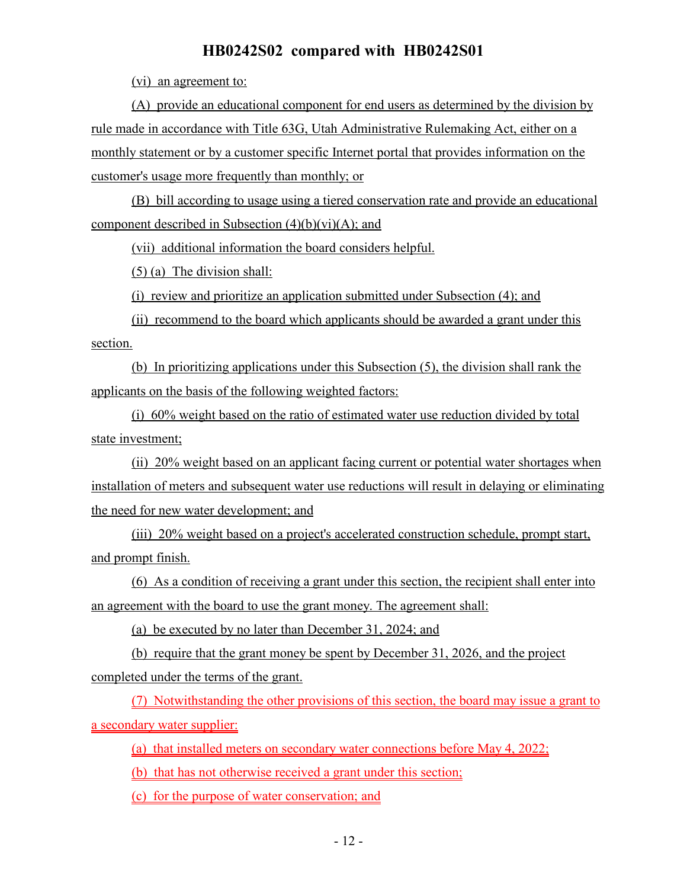(vi) an agreement to:

(A) provide an educational component for end users as determined by the division by rule made in accordance with Title 63G, Utah Administrative Rulemaking Act, either on a monthly statement or by a customer specific Internet portal that provides information on the customer's usage more frequently than monthly; or

(B) bill according to usage using a tiered conservation rate and provide an educational component described in Subsection (4)(b)(vi)(A); and

(vii) additional information the board considers helpful.

(5) (a) The division shall:

(i) review and prioritize an application submitted under Subsection (4); and

(ii) recommend to the board which applicants should be awarded a grant under this section.

(b) In prioritizing applications under this Subsection (5), the division shall rank the applicants on the basis of the following weighted factors:

(i) 60% weight based on the ratio of estimated water use reduction divided by total state investment;

(ii) 20% weight based on an applicant facing current or potential water shortages when installation of meters and subsequent water use reductions will result in delaying or eliminating the need for new water development; and

(iii) 20% weight based on a project's accelerated construction schedule, prompt start, and prompt finish.

(6) As a condition of receiving a grant under this section, the recipient shall enter into an agreement with the board to use the grant money. The agreement shall:

(a) be executed by no later than December 31, 2024; and

(b) require that the grant money be spent by December 31, 2026, and the project completed under the terms of the grant.

(7) Notwithstanding the other provisions of this section, the board may issue a grant to a secondary water supplier:

(a) that installed meters on secondary water connections before May 4, 2022;

(b) that has not otherwise received a grant under this section;

(c) for the purpose of water conservation; and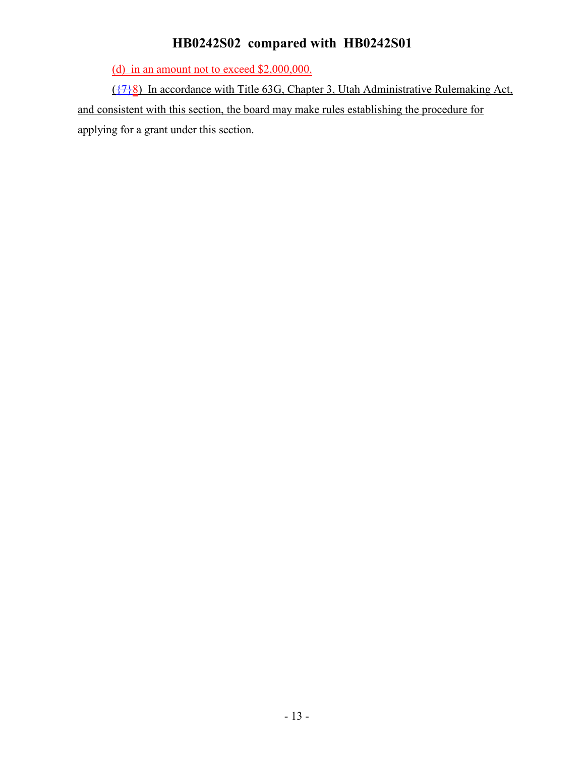(d) in an amount not to exceed $2,000,000.

({7}8) In accordance with Title 63G, Chapter 3, Utah Administrative Rulemaking Act, and consistent with this section, the board may make rules establishing the procedure for applying for a grant under this section.